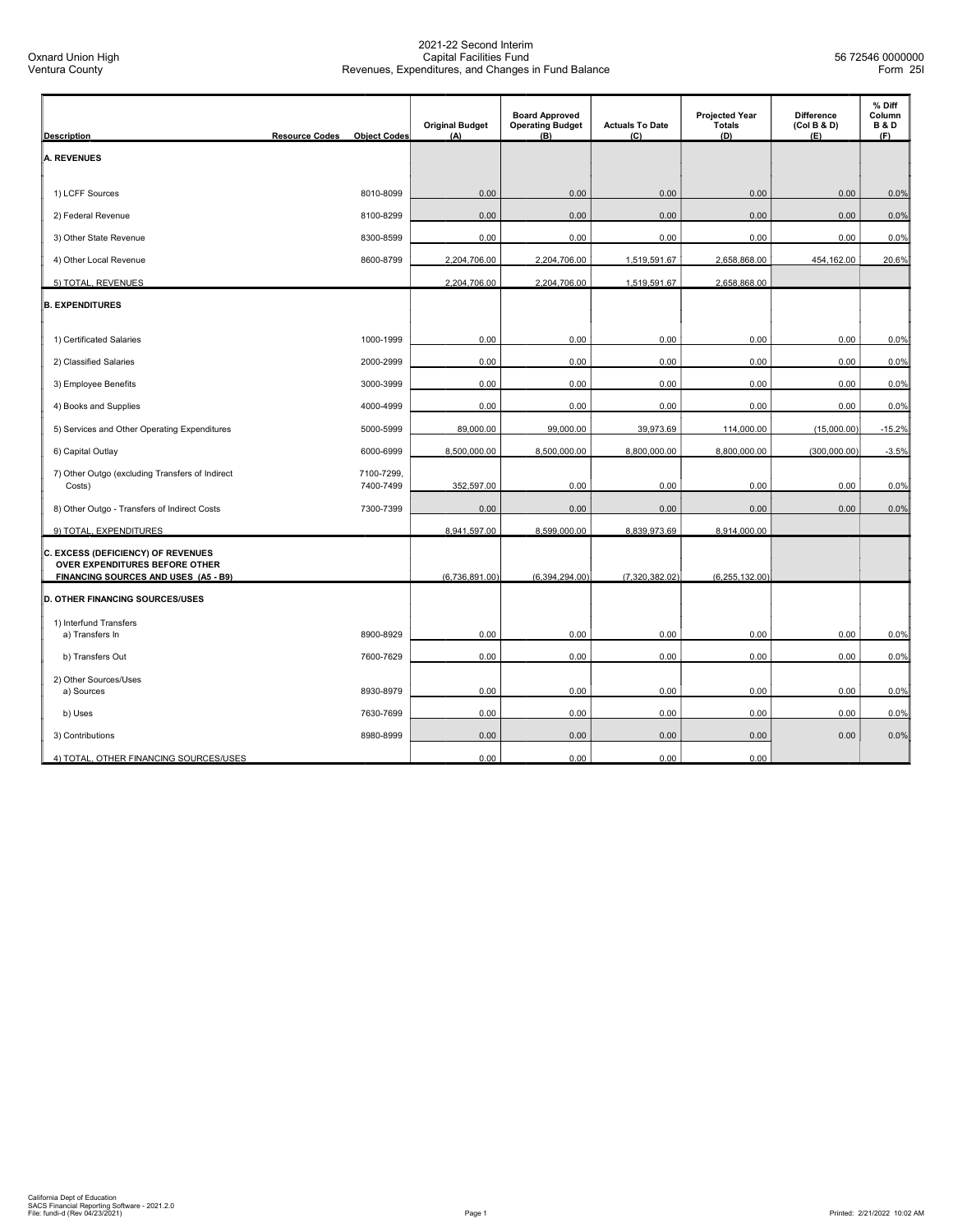Oxnard Union High
Ventura County

2021-22 Second Interim
Capital Facilities Fund
Revenues, Expenditures, and Changes in Fund Balance

56 72546 0000000
Form 25I

| Description | Resource Codes | Object Codes | Original Budget (A) | Board Approved Operating Budget (B) | Actuals To Date (C) | Projected Year Totals (D) | Difference (Col B & D) (E) | % Diff Column B & D (F) |
|---|---|---|---|---|---|---|---|---|
| **A. REVENUES** | | | | | | | | |
| 1) LCFF Sources | | 8010-8099 | 0.00 | 0.00 | 0.00 | 0.00 | 0.00 | 0.0% |
| 2) Federal Revenue | | 8100-8299 | 0.00 | 0.00 | 0.00 | 0.00 | 0.00 | 0.0% |
| 3) Other State Revenue | | 8300-8599 | 0.00 | 0.00 | 0.00 | 0.00 | 0.00 | 0.0% |
| 4) Other Local Revenue | | 8600-8799 | 2,204,706.00 | 2,204,706.00 | 1,519,591.67 | 2,658,868.00 | 454,162.00 | 20.6% |
| 5) TOTAL, REVENUES | | | 2,204,706.00 | 2,204,706.00 | 1,519,591.67 | 2,658,868.00 | | |
| **B. EXPENDITURES** | | | | | | | | |
| 1) Certificated Salaries | | 1000-1999 | 0.00 | 0.00 | 0.00 | 0.00 | 0.00 | 0.0% |
| 2) Classified Salaries | | 2000-2999 | 0.00 | 0.00 | 0.00 | 0.00 | 0.00 | 0.0% |
| 3) Employee Benefits | | 3000-3999 | 0.00 | 0.00 | 0.00 | 0.00 | 0.00 | 0.0% |
| 4) Books and Supplies | | 4000-4999 | 0.00 | 0.00 | 0.00 | 0.00 | 0.00 | 0.0% |
| 5) Services and Other Operating Expenditures | | 5000-5999 | 89,000.00 | 99,000.00 | 39,973.69 | 114,000.00 | (15,000.00) | -15.2% |
| 6) Capital Outlay | | 6000-6999 | 8,500,000.00 | 8,500,000.00 | 8,800,000.00 | 8,800,000.00 | (300,000.00) | -3.5% |
| 7) Other Outgo (excluding Transfers of Indirect Costs) | | 7100-7299, 7400-7499 | 352,597.00 | 0.00 | 0.00 | 0.00 | 0.00 | 0.0% |
| 8) Other Outgo - Transfers of Indirect Costs | | 7300-7399 | 0.00 | 0.00 | 0.00 | 0.00 | 0.00 | 0.0% |
| 9) TOTAL, EXPENDITURES | | | 8,941,597.00 | 8,599,000.00 | 8,839,973.69 | 8,914,000.00 | | |
| **C. EXCESS (DEFICIENCY) OF REVENUES OVER EXPENDITURES BEFORE OTHER FINANCING SOURCES AND USES (A5 - B9)** | | | (6,736,891.00) | (6,394,294.00) | (7,320,382.02) | (6,255,132.00) | | |
| **D. OTHER FINANCING SOURCES/USES** | | | | | | | | |
| 1) Interfund Transfers<br>a) Transfers In | | 8900-8929 | 0.00 | 0.00 | 0.00 | 0.00 | 0.00 | 0.0% |
| b) Transfers Out | | 7600-7629 | 0.00 | 0.00 | 0.00 | 0.00 | 0.00 | 0.0% |
| 2) Other Sources/Uses<br>a) Sources | | 8930-8979 | 0.00 | 0.00 | 0.00 | 0.00 | 0.00 | 0.0% |
| b) Uses | | 7630-7699 | 0.00 | 0.00 | 0.00 | 0.00 | 0.00 | 0.0% |
| 3) Contributions | | 8980-8999 | 0.00 | 0.00 | 0.00 | 0.00 | 0.00 | 0.0% |
| 4) TOTAL, OTHER FINANCING SOURCES/USES | | | 0.00 | 0.00 | 0.00 | 0.00 | | |

California Dept of Education
SACS Financial Reporting Software - 2021.2.0
File: fundi-d (Rev 04/23/2021)

Printed: 2/21/2022 10:02 AM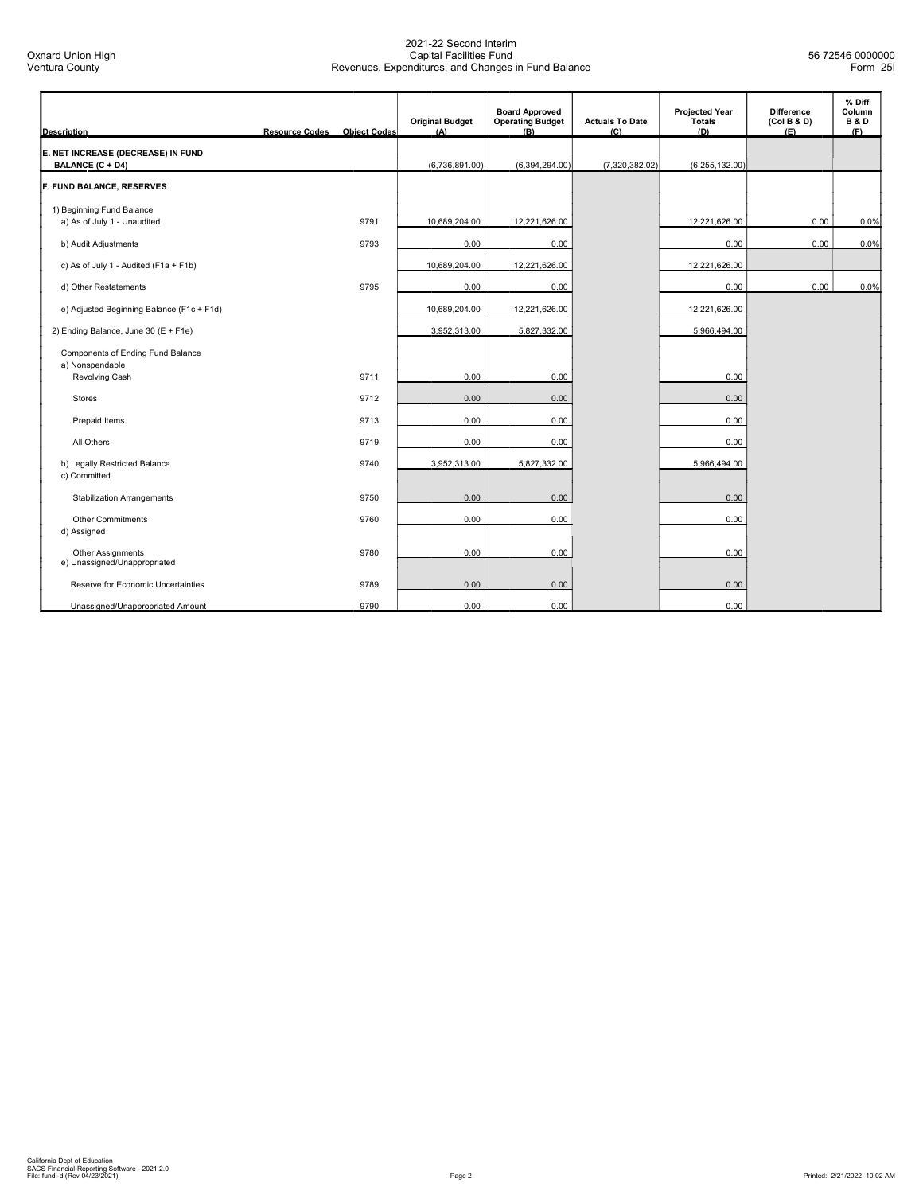Oxnard Union High
Ventura County

2021-22 Second Interim
Capital Facilities Fund
Revenues, Expenditures, and Changes in Fund Balance

56 72546 0000000
Form 25I

| Description | Resource Codes | Object Codes | Original Budget (A) | Board Approved Operating Budget (B) | Actuals To Date (C) | Projected Year Totals (D) | Difference (Col B & D) (E) | % Diff Column B & D (F) |
|---|---|---|---|---|---|---|---|---|
| **E. NET INCREASE (DECREASE) IN FUND BALANCE (C + D4)** | | | (6,736,891.00) | (6,394,294.00) | (7,320,382.02) | (6,255,132.00) | | |
| **F. FUND BALANCE, RESERVES** | | | | | | | | |
| 1) Beginning Fund Balance | | | | | | | | |
| a) As of July 1 - Unaudited | | 9791 | 10,689,204.00 | 12,221,626.00 | | 12,221,626.00 | 0.00 | 0.0% |
| b) Audit Adjustments | | 9793 | 0.00 | 0.00 | | 0.00 | 0.00 | 0.0% |
| c) As of July 1 - Audited (F1a + F1b) | | | 10,689,204.00 | 12,221,626.00 | | 12,221,626.00 | | |
| d) Other Restatements | | 9795 | 0.00 | 0.00 | | 0.00 | 0.00 | 0.0% |
| e) Adjusted Beginning Balance (F1c + F1d) | | | 10,689,204.00 | 12,221,626.00 | | 12,221,626.00 | | |
| 2) Ending Balance, June 30 (E + F1e) | | | 3,952,313.00 | 5,827,332.00 | | 5,966,494.00 | | |
| Components of Ending Fund Balance | | | | | | | | |
| a) Nonspendable | | | | | | | | |
| Revolving Cash | | 9711 | 0.00 | 0.00 | | 0.00 | | |
| Stores | | 9712 | 0.00 | 0.00 | | 0.00 | | |
| Prepaid Items | | 9713 | 0.00 | 0.00 | | 0.00 | | |
| All Others | | 9719 | 0.00 | 0.00 | | 0.00 | | |
| b) Legally Restricted Balance | | 9740 | 3,952,313.00 | 5,827,332.00 | | 5,966,494.00 | | |
| c) Committed | | | | | | | | |
| Stabilization Arrangements | | 9750 | 0.00 | 0.00 | | 0.00 | | |
| Other Commitments | | 9760 | 0.00 | 0.00 | | 0.00 | | |
| d) Assigned | | | | | | | | |
| Other Assignments | | 9780 | 0.00 | 0.00 | | 0.00 | | |
| e) Unassigned/Unappropriated | | | | | | | | |
| Reserve for Economic Uncertainties | | 9789 | 0.00 | 0.00 | | 0.00 | | |
| Unassigned/Unappropriated Amount | | 9790 | 0.00 | 0.00 | | 0.00 | | |

California Dept of Education
SACS Financial Reporting Software - 2021.2.0
File: fundi-d (Rev 04/23/2021)

Printed: 2/21/2022 10:02 AM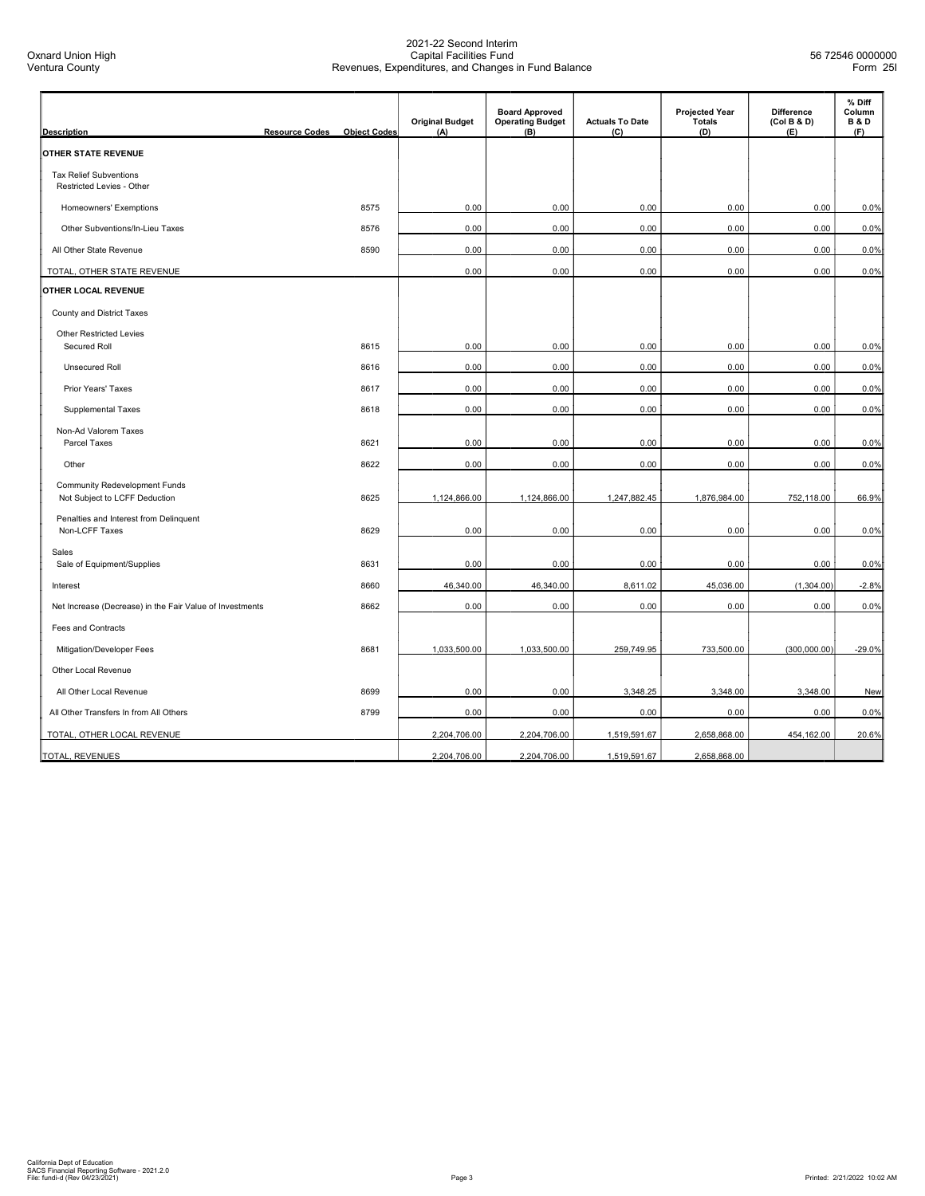Oxnard Union High
Ventura County

2021-22 Second Interim
Capital Facilities Fund
Revenues, Expenditures, and Changes in Fund Balance

56 72546 0000000
Form 25I

| Description | Resource Codes | Object Codes | Original Budget (A) | Board Approved Operating Budget (B) | Actuals To Date (C) | Projected Year Totals (D) | Difference (Col B & D) (E) | % Diff Column B & D (F) |
|---|---|---|---|---|---|---|---|---|
| **OTHER STATE REVENUE** | | | | | | | | |
| Tax Relief Subventions Restricted Levies - Other | | | | | | | | |
| Homeowners' Exemptions | | 8575 | 0.00 | 0.00 | 0.00 | 0.00 | 0.00 | 0.0% |
| Other Subventions/In-Lieu Taxes | | 8576 | 0.00 | 0.00 | 0.00 | 0.00 | 0.00 | 0.0% |
| All Other State Revenue | | 8590 | 0.00 | 0.00 | 0.00 | 0.00 | 0.00 | 0.0% |
| TOTAL, OTHER STATE REVENUE | | | 0.00 | 0.00 | 0.00 | 0.00 | 0.00 | 0.0% |
| **OTHER LOCAL REVENUE** | | | | | | | | |
| County and District Taxes | | | | | | | | |
| Other Restricted Levies Secured Roll | | 8615 | 0.00 | 0.00 | 0.00 | 0.00 | 0.00 | 0.0% |
| Unsecured Roll | | 8616 | 0.00 | 0.00 | 0.00 | 0.00 | 0.00 | 0.0% |
| Prior Years' Taxes | | 8617 | 0.00 | 0.00 | 0.00 | 0.00 | 0.00 | 0.0% |
| Supplemental Taxes | | 8618 | 0.00 | 0.00 | 0.00 | 0.00 | 0.00 | 0.0% |
| Non-Ad Valorem Taxes Parcel Taxes | | 8621 | 0.00 | 0.00 | 0.00 | 0.00 | 0.00 | 0.0% |
| Other | | 8622 | 0.00 | 0.00 | 0.00 | 0.00 | 0.00 | 0.0% |
| Community Redevelopment Funds Not Subject to LCFF Deduction | | 8625 | 1,124,866.00 | 1,124,866.00 | 1,247,882.45 | 1,876,984.00 | 752,118.00 | 66.9% |
| Penalties and Interest from Delinquent Non-LCFF Taxes | | 8629 | 0.00 | 0.00 | 0.00 | 0.00 | 0.00 | 0.0% |
| Sales Sale of Equipment/Supplies | | 8631 | 0.00 | 0.00 | 0.00 | 0.00 | 0.00 | 0.0% |
| Interest | | 8660 | 46,340.00 | 46,340.00 | 8,611.02 | 45,036.00 | (1,304.00) | -2.8% |
| Net Increase (Decrease) in the Fair Value of Investments | | 8662 | 0.00 | 0.00 | 0.00 | 0.00 | 0.00 | 0.0% |
| Fees and Contracts | | | | | | | | |
| Mitigation/Developer Fees | | 8681 | 1,033,500.00 | 1,033,500.00 | 259,749.95 | 733,500.00 | (300,000.00) | -29.0% |
| Other Local Revenue | | | | | | | | |
| All Other Local Revenue | | 8699 | 0.00 | 0.00 | 3,348.25 | 3,348.00 | 3,348.00 | New |
| All Other Transfers In from All Others | | 8799 | 0.00 | 0.00 | 0.00 | 0.00 | 0.00 | 0.0% |
| TOTAL, OTHER LOCAL REVENUE | | | 2,204,706.00 | 2,204,706.00 | 1,519,591.67 | 2,658,868.00 | 454,162.00 | 20.6% |
| TOTAL, REVENUES | | | 2,204,706.00 | 2,204,706.00 | 1,519,591.67 | 2,658,868.00 | | |

California Dept of Education
SACS Financial Reporting Software - 2021.2.0
File: fundi-d (Rev 04/23/2021)

Printed: 2/21/2022 10:02 AM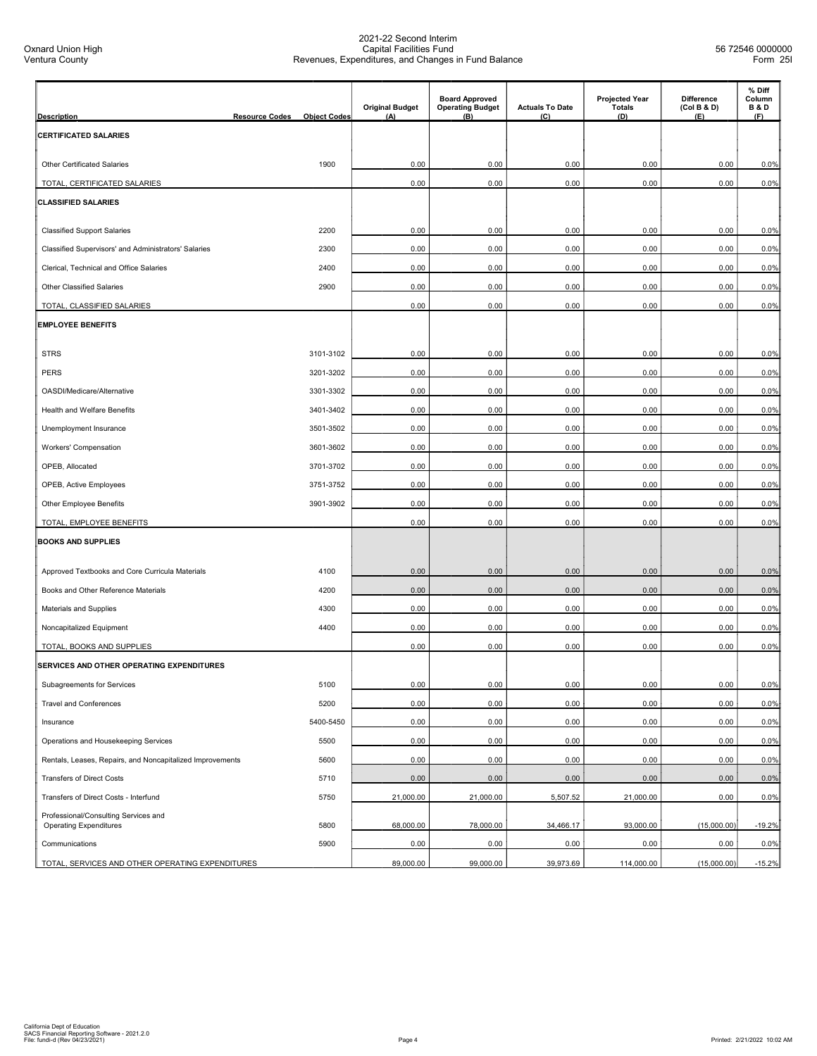Oxnard Union High
Ventura County

2021-22 Second Interim
Capital Facilities Fund
Revenues, Expenditures, and Changes in Fund Balance

56 72546 0000000
Form 25I

| Description | Resource Codes | Object Codes | Original Budget (A) | Board Approved Operating Budget (B) | Actuals To Date (C) | Projected Year Totals (D) | Difference (Col B & D) (E) | % Diff Column B & D (F) |
|---|---|---|---|---|---|---|---|---|
| **CERTIFICATED SALARIES** | | | | | | | | |
| Other Certificated Salaries | | 1900 | 0.00 | 0.00 | 0.00 | 0.00 | 0.00 | 0.0% |
| TOTAL, CERTIFICATED SALARIES | | | 0.00 | 0.00 | 0.00 | 0.00 | 0.00 | 0.0% |
| **CLASSIFIED SALARIES** | | | | | | | | |
| Classified Support Salaries | | 2200 | 0.00 | 0.00 | 0.00 | 0.00 | 0.00 | 0.0% |
| Classified Supervisors' and Administrators' Salaries | | 2300 | 0.00 | 0.00 | 0.00 | 0.00 | 0.00 | 0.0% |
| Clerical, Technical and Office Salaries | | 2400 | 0.00 | 0.00 | 0.00 | 0.00 | 0.00 | 0.0% |
| Other Classified Salaries | | 2900 | 0.00 | 0.00 | 0.00 | 0.00 | 0.00 | 0.0% |
| TOTAL, CLASSIFIED SALARIES | | | 0.00 | 0.00 | 0.00 | 0.00 | 0.00 | 0.0% |
| **EMPLOYEE BENEFITS** | | | | | | | | |
| STRS | | 3101-3102 | 0.00 | 0.00 | 0.00 | 0.00 | 0.00 | 0.0% |
| PERS | | 3201-3202 | 0.00 | 0.00 | 0.00 | 0.00 | 0.00 | 0.0% |
| OASDI/Medicare/Alternative | | 3301-3302 | 0.00 | 0.00 | 0.00 | 0.00 | 0.00 | 0.0% |
| Health and Welfare Benefits | | 3401-3402 | 0.00 | 0.00 | 0.00 | 0.00 | 0.00 | 0.0% |
| Unemployment Insurance | | 3501-3502 | 0.00 | 0.00 | 0.00 | 0.00 | 0.00 | 0.0% |
| Workers' Compensation | | 3601-3602 | 0.00 | 0.00 | 0.00 | 0.00 | 0.00 | 0.0% |
| OPEB, Allocated | | 3701-3702 | 0.00 | 0.00 | 0.00 | 0.00 | 0.00 | 0.0% |
| OPEB, Active Employees | | 3751-3752 | 0.00 | 0.00 | 0.00 | 0.00 | 0.00 | 0.0% |
| Other Employee Benefits | | 3901-3902 | 0.00 | 0.00 | 0.00 | 0.00 | 0.00 | 0.0% |
| TOTAL, EMPLOYEE BENEFITS | | | 0.00 | 0.00 | 0.00 | 0.00 | 0.00 | 0.0% |
| **BOOKS AND SUPPLIES** | | | | | | | | |
| Approved Textbooks and Core Curricula Materials | | 4100 | 0.00 | 0.00 | 0.00 | 0.00 | 0.00 | 0.0% |
| Books and Other Reference Materials | | 4200 | 0.00 | 0.00 | 0.00 | 0.00 | 0.00 | 0.0% |
| Materials and Supplies | | 4300 | 0.00 | 0.00 | 0.00 | 0.00 | 0.00 | 0.0% |
| Noncapitalized Equipment | | 4400 | 0.00 | 0.00 | 0.00 | 0.00 | 0.00 | 0.0% |
| TOTAL, BOOKS AND SUPPLIES | | | 0.00 | 0.00 | 0.00 | 0.00 | 0.00 | 0.0% |
| **SERVICES AND OTHER OPERATING EXPENDITURES** | | | | | | | | |
| Subagreements for Services | | 5100 | 0.00 | 0.00 | 0.00 | 0.00 | 0.00 | 0.0% |
| Travel and Conferences | | 5200 | 0.00 | 0.00 | 0.00 | 0.00 | 0.00 | 0.0% |
| Insurance | | 5400-5450 | 0.00 | 0.00 | 0.00 | 0.00 | 0.00 | 0.0% |
| Operations and Housekeeping Services | | 5500 | 0.00 | 0.00 | 0.00 | 0.00 | 0.00 | 0.0% |
| Rentals, Leases, Repairs, and Noncapitalized Improvements | | 5600 | 0.00 | 0.00 | 0.00 | 0.00 | 0.00 | 0.0% |
| Transfers of Direct Costs | | 5710 | 0.00 | 0.00 | 0.00 | 0.00 | 0.00 | 0.0% |
| Transfers of Direct Costs - Interfund | | 5750 | 21,000.00 | 21,000.00 | 5,507.52 | 21,000.00 | 0.00 | 0.0% |
| Professional/Consulting Services and Operating Expenditures | | 5800 | 68,000.00 | 78,000.00 | 34,466.17 | 93,000.00 | (15,000.00) | -19.2% |
| Communications | | 5900 | 0.00 | 0.00 | 0.00 | 0.00 | 0.00 | 0.0% |
| TOTAL, SERVICES AND OTHER OPERATING EXPENDITURES | | | 89,000.00 | 99,000.00 | 39,973.69 | 114,000.00 | (15,000.00) | -15.2% |

California Dept of Education
SACS Financial Reporting Software - 2021.2.0
File: fundi-d (Rev 04/23/2021)

Printed: 2/21/2022 10:02 AM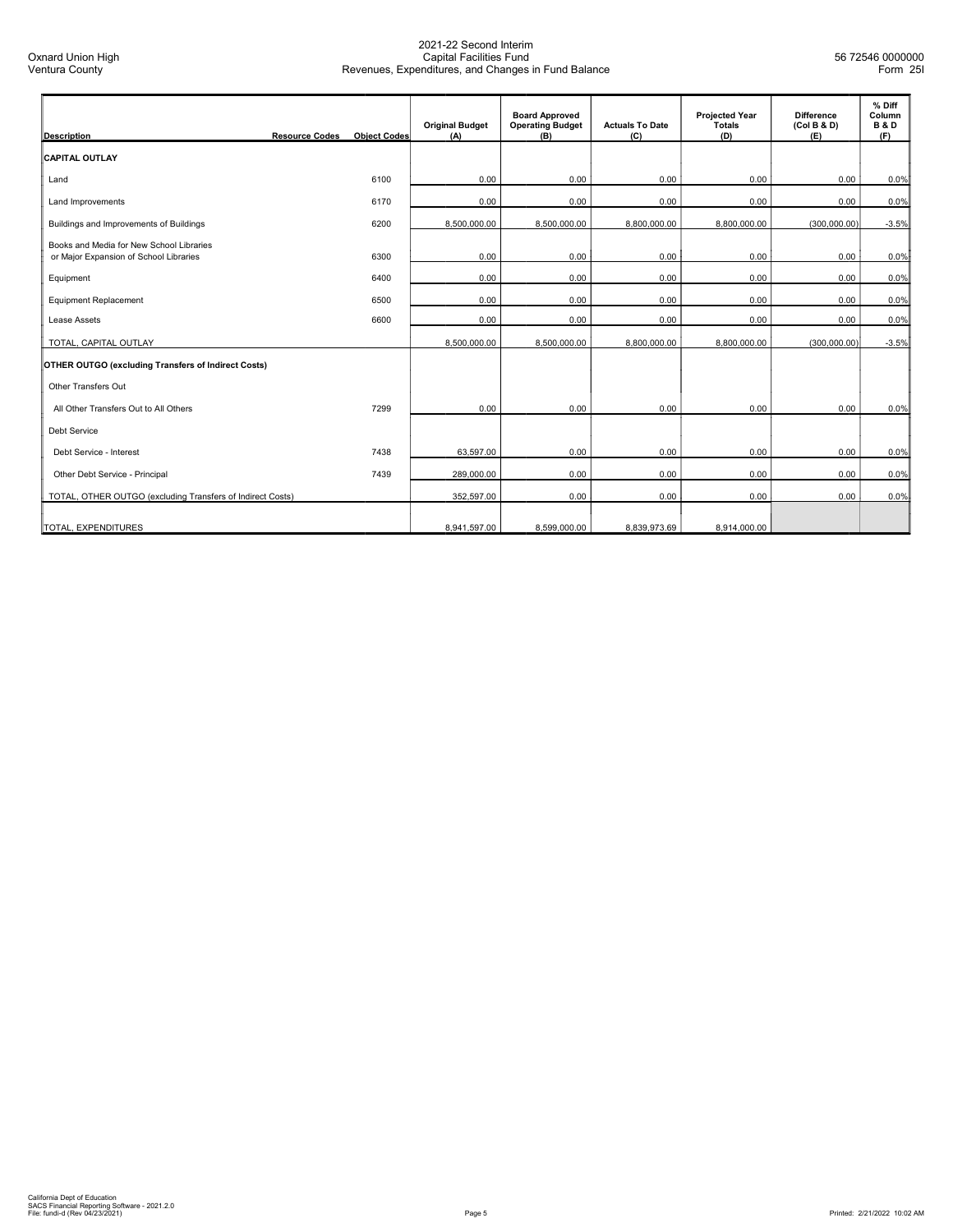| Description | Resource Codes | Object Codes | Original Budget (A) | Board Approved Operating Budget (B) | Actuals To Date (C) | Projected Year Totals (D) | Difference (Col B & D) (E) | % Diff Column B & D (F) |
|---|---|---|---|---|---|---|---|---|
| **CAPITAL OUTLAY** | | | | | | | | |
| Land | | 6100 | 0.00 | 0.00 | 0.00 | 0.00 | 0.00 | 0.0% |
| Land Improvements | | 6170 | 0.00 | 0.00 | 0.00 | 0.00 | 0.00 | 0.0% |
| Buildings and Improvements of Buildings | | 6200 | 8,500,000.00 | 8,500,000.00 | 8,800,000.00 | 8,800,000.00 | (300,000.00) | -3.5% |
| Books and Media for New School Libraries or Major Expansion of School Libraries | | 6300 | 0.00 | 0.00 | 0.00 | 0.00 | 0.00 | 0.0% |
| Equipment | | 6400 | 0.00 | 0.00 | 0.00 | 0.00 | 0.00 | 0.0% |
| Equipment Replacement | | 6500 | 0.00 | 0.00 | 0.00 | 0.00 | 0.00 | 0.0% |
| Lease Assets | | 6600 | 0.00 | 0.00 | 0.00 | 0.00 | 0.00 | 0.0% |
| TOTAL, CAPITAL OUTLAY | | | 8,500,000.00 | 8,500,000.00 | 8,800,000.00 | 8,800,000.00 | (300,000.00) | -3.5% |
| **OTHER OUTGO (excluding Transfers of Indirect Costs)** | | | | | | | | |
| Other Transfers Out | | | | | | | | |
| All Other Transfers Out to All Others | | 7299 | 0.00 | 0.00 | 0.00 | 0.00 | 0.00 | 0.0% |
| Debt Service | | | | | | | | |
| Debt Service - Interest | | 7438 | 63,597.00 | 0.00 | 0.00 | 0.00 | 0.00 | 0.0% |
| Other Debt Service - Principal | | 7439 | 289,000.00 | 0.00 | 0.00 | 0.00 | 0.00 | 0.0% |
| TOTAL, OTHER OUTGO (excluding Transfers of Indirect Costs) | | | 352,597.00 | 0.00 | 0.00 | 0.00 | 0.00 | 0.0% |
| TOTAL, EXPENDITURES | | | 8,941,597.00 | 8,599,000.00 | 8,839,973.69 | 8,914,000.00 | | |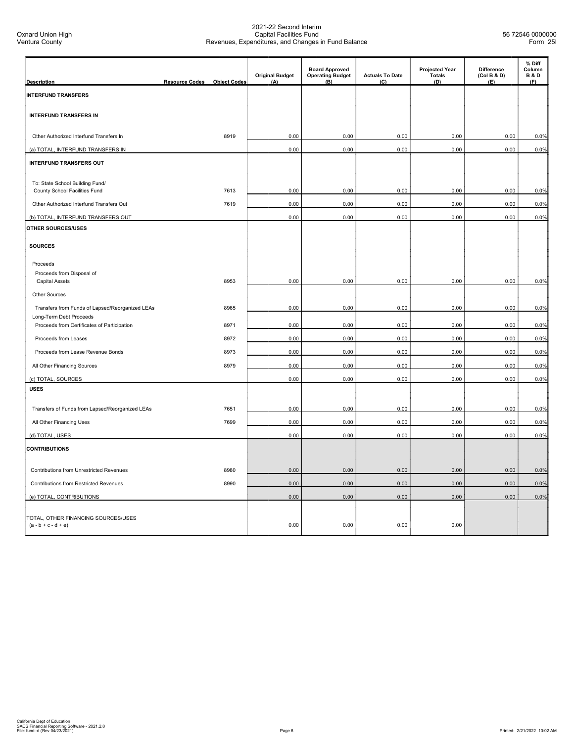Oxnard Union High
Ventura County

2021-22 Second Interim
Capital Facilities Fund
Revenues, Expenditures, and Changes in Fund Balance

56 72546 0000000
Form 25I

| Description | Resource Codes | Object Codes | Original Budget (A) | Board Approved Operating Budget (B) | Actuals To Date (C) | Projected Year Totals (D) | Difference (Col B & D) (E) | % Diff Column B & D (F) |
|---|---|---|---|---|---|---|---|---|
| **INTERFUND TRANSFERS** | | | | | | | | |
| **INTERFUND TRANSFERS IN** | | | | | | | | |
| Other Authorized Interfund Transfers In | | 8919 | 0.00 | 0.00 | 0.00 | 0.00 | 0.00 | 0.0% |
| (a) TOTAL, INTERFUND TRANSFERS IN | | | 0.00 | 0.00 | 0.00 | 0.00 | 0.00 | 0.0% |
| **INTERFUND TRANSFERS OUT** | | | | | | | | |
| To: State School Building Fund/ County School Facilities Fund | | 7613 | 0.00 | 0.00 | 0.00 | 0.00 | 0.00 | 0.0% |
| Other Authorized Interfund Transfers Out | | 7619 | 0.00 | 0.00 | 0.00 | 0.00 | 0.00 | 0.0% |
| (b) TOTAL, INTERFUND TRANSFERS OUT | | | 0.00 | 0.00 | 0.00 | 0.00 | 0.00 | 0.0% |
| **OTHER SOURCES/USES** | | | | | | | | |
| **SOURCES** | | | | | | | | |
| Proceeds | | | | | | | | |
| Proceeds from Disposal of Capital Assets | | 8953 | 0.00 | 0.00 | 0.00 | 0.00 | 0.00 | 0.0% |
| Other Sources | | | | | | | | |
| Transfers from Funds of Lapsed/Reorganized LEAs | | 8965 | 0.00 | 0.00 | 0.00 | 0.00 | 0.00 | 0.0% |
| Long-Term Debt Proceeds | | | | | | | | |
| Proceeds from Certificates of Participation | | 8971 | 0.00 | 0.00 | 0.00 | 0.00 | 0.00 | 0.0% |
| Proceeds from Leases | | 8972 | 0.00 | 0.00 | 0.00 | 0.00 | 0.00 | 0.0% |
| Proceeds from Lease Revenue Bonds | | 8973 | 0.00 | 0.00 | 0.00 | 0.00 | 0.00 | 0.0% |
| All Other Financing Sources | | 8979 | 0.00 | 0.00 | 0.00 | 0.00 | 0.00 | 0.0% |
| (c) TOTAL, SOURCES | | | 0.00 | 0.00 | 0.00 | 0.00 | 0.00 | 0.0% |
| **USES** | | | | | | | | |
| Transfers of Funds from Lapsed/Reorganized LEAs | | 7651 | 0.00 | 0.00 | 0.00 | 0.00 | 0.00 | 0.0% |
| All Other Financing Uses | | 7699 | 0.00 | 0.00 | 0.00 | 0.00 | 0.00 | 0.0% |
| (d) TOTAL, USES | | | 0.00 | 0.00 | 0.00 | 0.00 | 0.00 | 0.0% |
| **CONTRIBUTIONS** | | | | | | | | |
| Contributions from Unrestricted Revenues | | 8980 | 0.00 | 0.00 | 0.00 | 0.00 | 0.00 | 0.0% |
| Contributions from Restricted Revenues | | 8990 | 0.00 | 0.00 | 0.00 | 0.00 | 0.00 | 0.0% |
| (e) TOTAL, CONTRIBUTIONS | | | 0.00 | 0.00 | 0.00 | 0.00 | 0.00 | 0.0% |
| TOTAL, OTHER FINANCING SOURCES/USES (a - b + c - d + e) | | | 0.00 | 0.00 | 0.00 | 0.00 | | |

California Dept of Education
SACS Financial Reporting Software - 2021.2.0
File: fundi-d (Rev 04/23/2021)

Printed: 2/21/2022 10:02 AM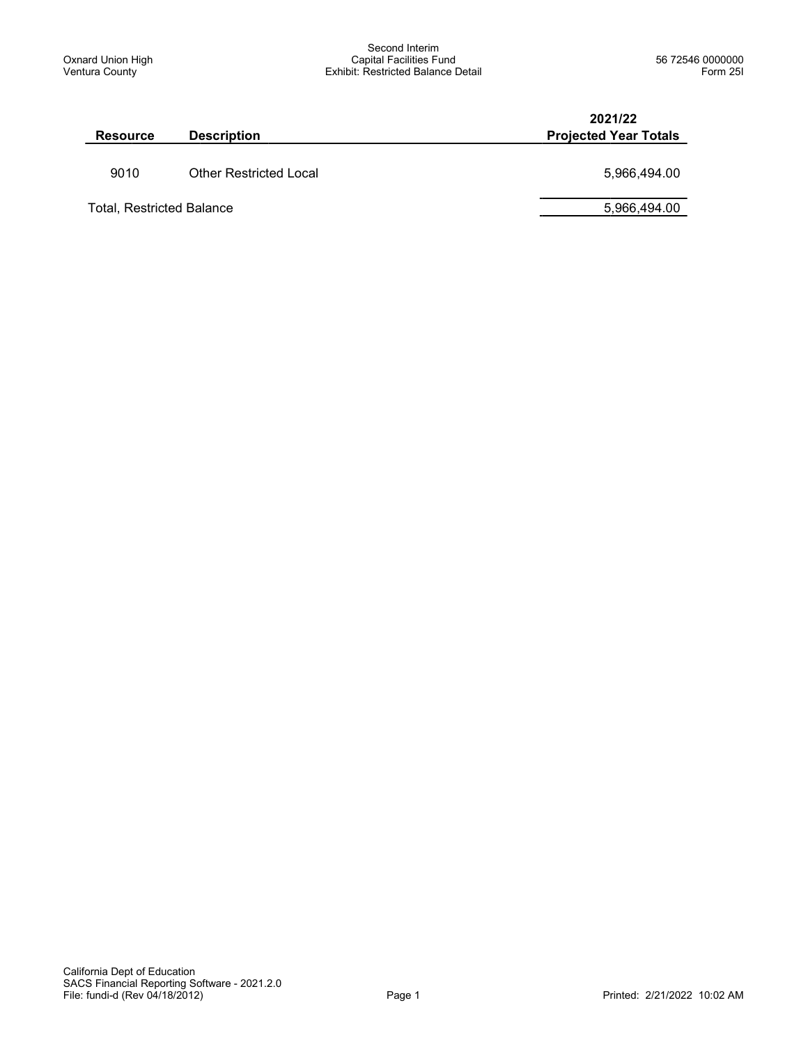| Resource | Description | 2021/22 Projected Year Totals |
| --- | --- | --- |
| 9010 | Other Restricted Local | 5,966,494.00 |
| Total, Restricted Balance | | 5,966,494.00 |